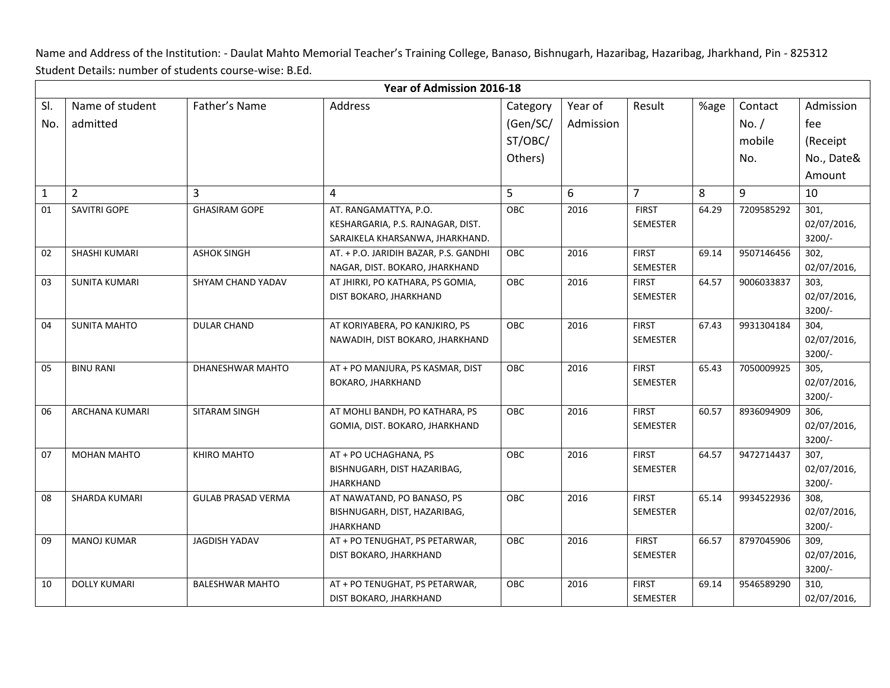Name and Address of the Institution: - Daulat Mahto Memorial Teacher's Training College, Banaso, Bishnugarh, Hazaribag, Hazaribag, Jharkhand, Pin - 825312
Student Details: number of students course-wise: B.Ed.

| Year of Admission 2016-18 | | | | | | | | | |
|---|---|---|---|---|---|---|---|---|---|
| Sl. No. | Name of student admitted | Father's Name | Address | Category (Gen/SC/ ST/OBC/ Others) | Year of Admission | Result | %age | Contact No. / mobile No. | Admission fee (Receipt No., Date& Amount |
| 1 | 2 | 3 | 4 | 5 | 6 | 7 | 8 | 9 | 10 |
| 01 | SAVITRI GOPE | GHASIRAM GOPE | AT. RANGAMATTYA, P.O. KESHARGARIA, P.S. RAJNAGAR, DIST. SARAIKELA KHARSANWA, JHARKHAND. | OBC | 2016 | FIRST SEMESTER | 64.29 | 7209585292 | 301, 02/07/2016, 3200/- |
| 02 | SHASHI KUMARI | ASHOK SINGH | AT. + P.O. JARIDIH BAZAR, P.S. GANDHI NAGAR, DIST. BOKARO, JHARKHAND | OBC | 2016 | FIRST SEMESTER | 69.14 | 9507146456 | 302, 02/07/2016, |
| 03 | SUNITA KUMARI | SHYAM CHAND YADAV | AT JHIRKI, PO KATHARA, PS GOMIA, DIST BOKARO, JHARKHAND | OBC | 2016 | FIRST SEMESTER | 64.57 | 9006033837 | 303, 02/07/2016, 3200/- |
| 04 | SUNITA MAHTO | DULAR CHAND | AT KORIYABERA, PO KANJKIRO, PS NAWADIH, DIST BOKARO, JHARKHAND | OBC | 2016 | FIRST SEMESTER | 67.43 | 9931304184 | 304, 02/07/2016, 3200/- |
| 05 | BINU RANI | DHANESHWAR MAHTO | AT + PO MANJURA, PS KASMAR, DIST BOKARO, JHARKHAND | OBC | 2016 | FIRST SEMESTER | 65.43 | 7050009925 | 305, 02/07/2016, 3200/- |
| 06 | ARCHANA KUMARI | SITARAM SINGH | AT MOHLI BANDH, PO KATHARA, PS GOMIA, DIST. BOKARO, JHARKHAND | OBC | 2016 | FIRST SEMESTER | 60.57 | 8936094909 | 306, 02/07/2016, 3200/- |
| 07 | MOHAN MAHTO | KHIRO MAHTO | AT + PO UCHAGHANA, PS BISHNUGARH, DIST HAZARIBAG, JHARKHAND | OBC | 2016 | FIRST SEMESTER | 64.57 | 9472714437 | 307, 02/07/2016, 3200/- |
| 08 | SHARDA KUMARI | GULAB PRASAD VERMA | AT NAWATAND, PO BANASO, PS BISHNUGARH, DIST, HAZARIBAG, JHARKHAND | OBC | 2016 | FIRST SEMESTER | 65.14 | 9934522936 | 308, 02/07/2016, 3200/- |
| 09 | MANOJ KUMAR | JAGDISH YADAV | AT + PO TENUGHAT, PS PETARWAR, DIST BOKARO, JHARKHAND | OBC | 2016 | FIRST SEMESTER | 66.57 | 8797045906 | 309, 02/07/2016, 3200/- |
| 10 | DOLLY KUMARI | BALESHWAR MAHTO | AT + PO TENUGHAT, PS PETARWAR, DIST BOKARO, JHARKHAND | OBC | 2016 | FIRST SEMESTER | 69.14 | 9546589290 | 310, 02/07/2016, |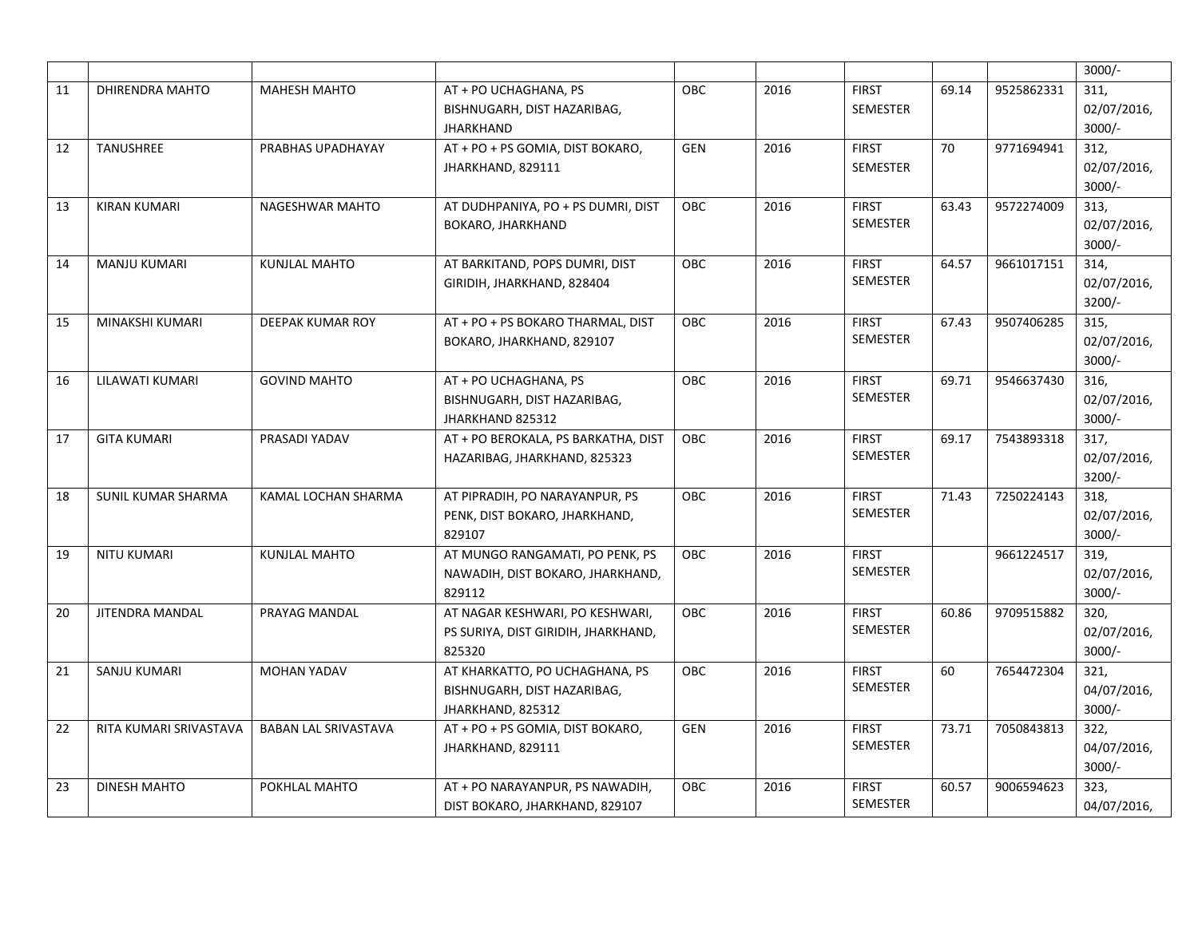| | | | | | | | | | |
|---|---|---|---|---|---|---|---|---|---|
| | | | | | | | | | 3000/- |
| 11 | DHIRENDRA MAHTO | MAHESH MAHTO | AT + PO UCHAGHANA, PS BISHNUGARH, DIST HAZARIBAG, JHARKHAND | OBC | 2016 | FIRST SEMESTER | 69.14 | 9525862331 | 311, 02/07/2016, 3000/- |
| 12 | TANUSHREE | PRABHAS UPADHAYAY | AT + PO + PS GOMIA, DIST BOKARO, JHARKHAND, 829111 | GEN | 2016 | FIRST SEMESTER | 70 | 9771694941 | 312, 02/07/2016, 3000/- |
| 13 | KIRAN KUMARI | NAGESHWAR MAHTO | AT DUDHPANIYA, PO + PS DUMRI, DIST BOKARO, JHARKHAND | OBC | 2016 | FIRST SEMESTER | 63.43 | 9572274009 | 313, 02/07/2016, 3000/- |
| 14 | MANJU KUMARI | KUNJLAL MAHTO | AT BARKITAND, POPS DUMRI, DIST GIRIDIH, JHARKHAND, 828404 | OBC | 2016 | FIRST SEMESTER | 64.57 | 9661017151 | 314, 02/07/2016, 3200/- |
| 15 | MINAKSHI KUMARI | DEEPAK KUMAR ROY | AT + PO + PS BOKARO THARMAL, DIST BOKARO, JHARKHAND, 829107 | OBC | 2016 | FIRST SEMESTER | 67.43 | 9507406285 | 315, 02/07/2016, 3000/- |
| 16 | LILAWATI KUMARI | GOVIND MAHTO | AT + PO UCHAGHANA, PS BISHNUGARH, DIST HAZARIBAG, JHARKHAND 825312 | OBC | 2016 | FIRST SEMESTER | 69.71 | 9546637430 | 316, 02/07/2016, 3000/- |
| 17 | GITA KUMARI | PRASADI YADAV | AT + PO BEROKALA, PS BARKATHA, DIST HAZARIBAG, JHARKHAND, 825323 | OBC | 2016 | FIRST SEMESTER | 69.17 | 7543893318 | 317, 02/07/2016, 3200/- |
| 18 | SUNIL KUMAR SHARMA | KAMAL LOCHAN SHARMA | AT PIPRADIH, PO NARAYANPUR, PS PENK, DIST BOKARO, JHARKHAND, 829107 | OBC | 2016 | FIRST SEMESTER | 71.43 | 7250224143 | 318, 02/07/2016, 3000/- |
| 19 | NITU KUMARI | KUNJLAL MAHTO | AT MUNGO RANGAMATI, PO PENK, PS NAWADIH, DIST BOKARO, JHARKHAND, 829112 | OBC | 2016 | FIRST SEMESTER | | 9661224517 | 319, 02/07/2016, 3000/- |
| 20 | JITENDRA MANDAL | PRAYAG MANDAL | AT NAGAR KESHWARI, PO KESHWARI, PS SURIYA, DIST GIRIDIH, JHARKHAND, 825320 | OBC | 2016 | FIRST SEMESTER | 60.86 | 9709515882 | 320, 02/07/2016, 3000/- |
| 21 | SANJU KUMARI | MOHAN YADAV | AT KHARKATTO, PO UCHAGHANA, PS BISHNUGARH, DIST HAZARIBAG, JHARKHAND, 825312 | OBC | 2016 | FIRST SEMESTER | 60 | 7654472304 | 321, 04/07/2016, 3000/- |
| 22 | RITA KUMARI SRIVASTAVA | BABAN LAL SRIVASTAVA | AT + PO + PS GOMIA, DIST BOKARO, JHARKHAND, 829111 | GEN | 2016 | FIRST SEMESTER | 73.71 | 7050843813 | 322, 04/07/2016, 3000/- |
| 23 | DINESH MAHTO | POKHLAL MAHTO | AT + PO NARAYANPUR, PS NAWADIH, DIST BOKARO, JHARKHAND, 829107 | OBC | 2016 | FIRST SEMESTER | 60.57 | 9006594623 | 323, 04/07/2016, |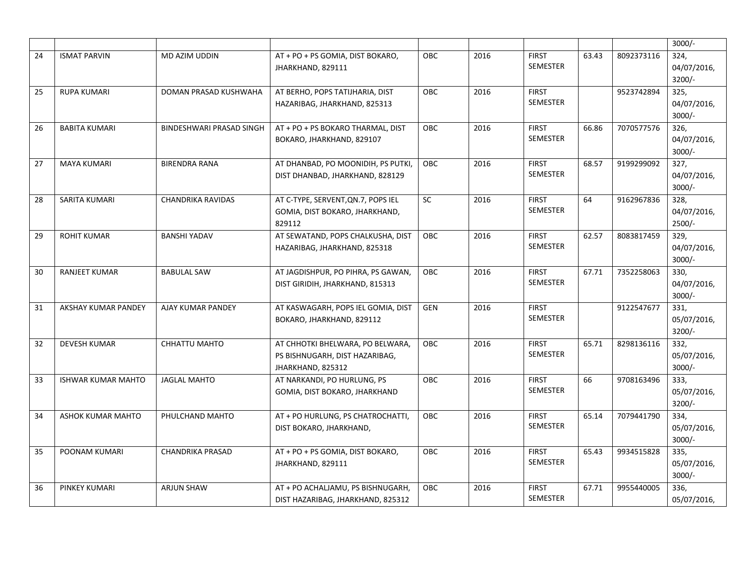| | | | | | | | | | |
|---|---|---|---|---|---|---|---|---|---|
| | | | | | | | | | 3000/- |
| 24 | ISMAT PARVIN | MD AZIM UDDIN | AT + PO + PS GOMIA, DIST BOKARO, JHARKHAND, 829111 | OBC | 2016 | FIRST SEMESTER | 63.43 | 8092373116 | 324, 04/07/2016, 3200/- |
| 25 | RUPA KUMARI | DOMAN PRASAD KUSHWAHA | AT BERHO, POPS TATIJHARIA, DIST HAZARIBAG, JHARKHAND, 825313 | OBC | 2016 | FIRST SEMESTER | | 9523742894 | 325, 04/07/2016, 3000/- |
| 26 | BABITA KUMARI | BINDESHWARI PRASAD SINGH | AT + PO + PS BOKARO THARMAL, DIST BOKARO, JHARKHAND, 829107 | OBC | 2016 | FIRST SEMESTER | 66.86 | 7070577576 | 326, 04/07/2016, 3000/- |
| 27 | MAYA KUMARI | BIRENDRA RANA | AT DHANBAD, PO MOONIDIH, PS PUTKI, DIST DHANBAD, JHARKHAND, 828129 | OBC | 2016 | FIRST SEMESTER | 68.57 | 9199299092 | 327, 04/07/2016, 3000/- |
| 28 | SARITA KUMARI | CHANDRIKA RAVIDAS | AT C-TYPE, SERVENT,QN.7, POPS IEL GOMIA, DIST BOKARO, JHARKHAND, 829112 | SC | 2016 | FIRST SEMESTER | 64 | 9162967836 | 328, 04/07/2016, 2500/- |
| 29 | ROHIT KUMAR | BANSHI YADAV | AT SEWATAND, POPS CHALKUSHA, DIST HAZARIBAG, JHARKHAND, 825318 | OBC | 2016 | FIRST SEMESTER | 62.57 | 8083817459 | 329, 04/07/2016, 3000/- |
| 30 | RANJEET KUMAR | BABULAL SAW | AT JAGDISHPUR, PO PIHRA, PS GAWAN, DIST GIRIDIH, JHARKHAND, 815313 | OBC | 2016 | FIRST SEMESTER | 67.71 | 7352258063 | 330, 04/07/2016, 3000/- |
| 31 | AKSHAY KUMAR PANDEY | AJAY KUMAR PANDEY | AT KASWAGARH, POPS IEL GOMIA, DIST BOKARO, JHARKHAND, 829112 | GEN | 2016 | FIRST SEMESTER | | 9122547677 | 331, 05/07/2016, 3200/- |
| 32 | DEVESH KUMAR | CHHATTU MAHTO | AT CHHOTKI BHELWARA, PO BELWARA, PS BISHNUGARH, DIST HAZARIBAG, JHARKHAND, 825312 | OBC | 2016 | FIRST SEMESTER | 65.71 | 8298136116 | 332, 05/07/2016, 3000/- |
| 33 | ISHWAR KUMAR MAHTO | JAGLAL MAHTO | AT NARKANDI, PO HURLUNG, PS GOMIA, DIST BOKARO, JHARKHAND | OBC | 2016 | FIRST SEMESTER | 66 | 9708163496 | 333, 05/07/2016, 3200/- |
| 34 | ASHOK KUMAR MAHTO | PHULCHAND MAHTO | AT + PO HURLUNG, PS CHATROCHATTI, DIST BOKARO, JHARKHAND, | OBC | 2016 | FIRST SEMESTER | 65.14 | 7079441790 | 334, 05/07/2016, 3000/- |
| 35 | POONAM KUMARI | CHANDRIKA PRASAD | AT + PO + PS GOMIA, DIST BOKARO, JHARKHAND, 829111 | OBC | 2016 | FIRST SEMESTER | 65.43 | 9934515828 | 335, 05/07/2016, 3000/- |
| 36 | PINKEY KUMARI | ARJUN SHAW | AT + PO ACHALJAMU, PS BISHNUGARH, DIST HAZARIBAG, JHARKHAND, 825312 | OBC | 2016 | FIRST SEMESTER | 67.71 | 9955440005 | 336, 05/07/2016, |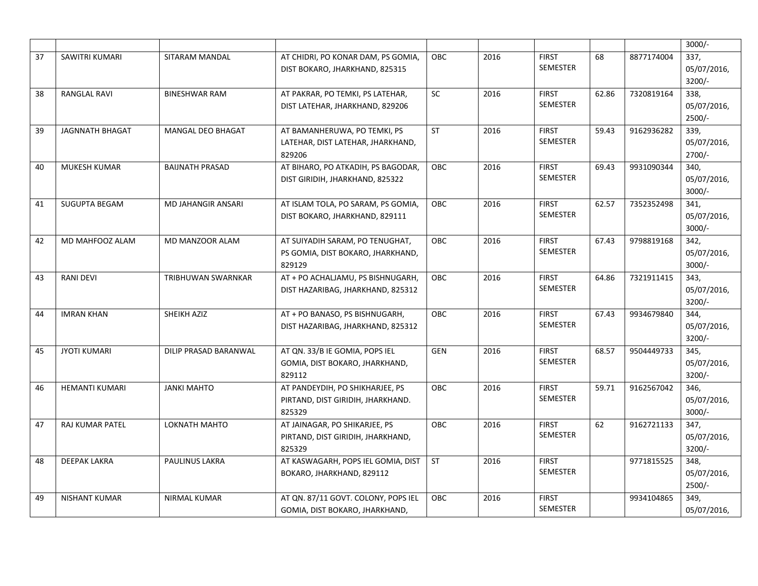| | | | | | | | | | |
|---|---|---|---|---|---|---|---|---|---|
| | | | | | | | | | 3000/- |
| 37 | SAWITRI KUMARI | SITARAM MANDAL | AT CHIDRI, PO KONAR DAM, PS GOMIA, DIST BOKARO, JHARKHAND, 825315 | OBC | 2016 | FIRST SEMESTER | 68 | 8877174004 | 337, 05/07/2016, 3200/- |
| 38 | RANGLAL RAVI | BINESHWAR RAM | AT PAKRAR, PO TEMKI, PS LATEHAR, DIST LATEHAR, JHARKHAND, 829206 | SC | 2016 | FIRST SEMESTER | 62.86 | 7320819164 | 338, 05/07/2016, 2500/- |
| 39 | JAGNNATH BHAGAT | MANGAL DEO BHAGAT | AT BAMANHERUWA, PO TEMKI, PS LATEHAR, DIST LATEHAR, JHARKHAND, 829206 | ST | 2016 | FIRST SEMESTER | 59.43 | 9162936282 | 339, 05/07/2016, 2700/- |
| 40 | MUKESH KUMAR | BAIJNATH PRASAD | AT BIHARO, PO ATKADIH, PS BAGODAR, DIST GIRIDIH, JHARKHAND, 825322 | OBC | 2016 | FIRST SEMESTER | 69.43 | 9931090344 | 340, 05/07/2016, 3000/- |
| 41 | SUGUPTA BEGAM | MD JAHANGIR ANSARI | AT ISLAM TOLA, PO SARAM, PS GOMIA, DIST BOKARO, JHARKHAND, 829111 | OBC | 2016 | FIRST SEMESTER | 62.57 | 7352352498 | 341, 05/07/2016, 3000/- |
| 42 | MD MAHFOOZ ALAM | MD MANZOOR ALAM | AT SUIYADIH SARAM, PO TENUGHAT, PS GOMIA, DIST BOKARO, JHARKHAND, 829129 | OBC | 2016 | FIRST SEMESTER | 67.43 | 9798819168 | 342, 05/07/2016, 3000/- |
| 43 | RANI DEVI | TRIBHUWAN SWARNKAR | AT + PO ACHALJAMU, PS BISHNUGARH, DIST HAZARIBAG, JHARKHAND, 825312 | OBC | 2016 | FIRST SEMESTER | 64.86 | 7321911415 | 343, 05/07/2016, 3200/- |
| 44 | IMRAN KHAN | SHEIKH AZIZ | AT + PO BANASO, PS BISHNUGARH, DIST HAZARIBAG, JHARKHAND, 825312 | OBC | 2016 | FIRST SEMESTER | 67.43 | 9934679840 | 344, 05/07/2016, 3200/- |
| 45 | JYOTI KUMARI | DILIP PRASAD BARANWAL | AT QN. 33/B IE GOMIA, POPS IEL GOMIA, DIST BOKARO, JHARKHAND, 829112 | GEN | 2016 | FIRST SEMESTER | 68.57 | 9504449733 | 345, 05/07/2016, 3200/- |
| 46 | HEMANTI KUMARI | JANKI MAHTO | AT PANDEYDIH, PO SHIKHARJEE, PS PIRTAND, DIST GIRIDIH, JHARKHAND. 825329 | OBC | 2016 | FIRST SEMESTER | 59.71 | 9162567042 | 346, 05/07/2016, 3000/- |
| 47 | RAJ KUMAR PATEL | LOKNATH MAHTO | AT JAINAGAR, PO SHIKARJEE, PS PIRTAND, DIST GIRIDIH, JHARKHAND, 825329 | OBC | 2016 | FIRST SEMESTER | 62 | 9162721133 | 347, 05/07/2016, 3200/- |
| 48 | DEEPAK LAKRA | PAULINUS LAKRA | AT KASWAGARH, POPS IEL GOMIA, DIST BOKARO, JHARKHAND, 829112 | ST | 2016 | FIRST SEMESTER | | 9771815525 | 348, 05/07/2016, 2500/- |
| 49 | NISHANT KUMAR | NIRMAL KUMAR | AT QN. 87/11 GOVT. COLONY, POPS IEL GOMIA, DIST BOKARO, JHARKHAND, | OBC | 2016 | FIRST SEMESTER | | 9934104865 | 349, 05/07/2016, |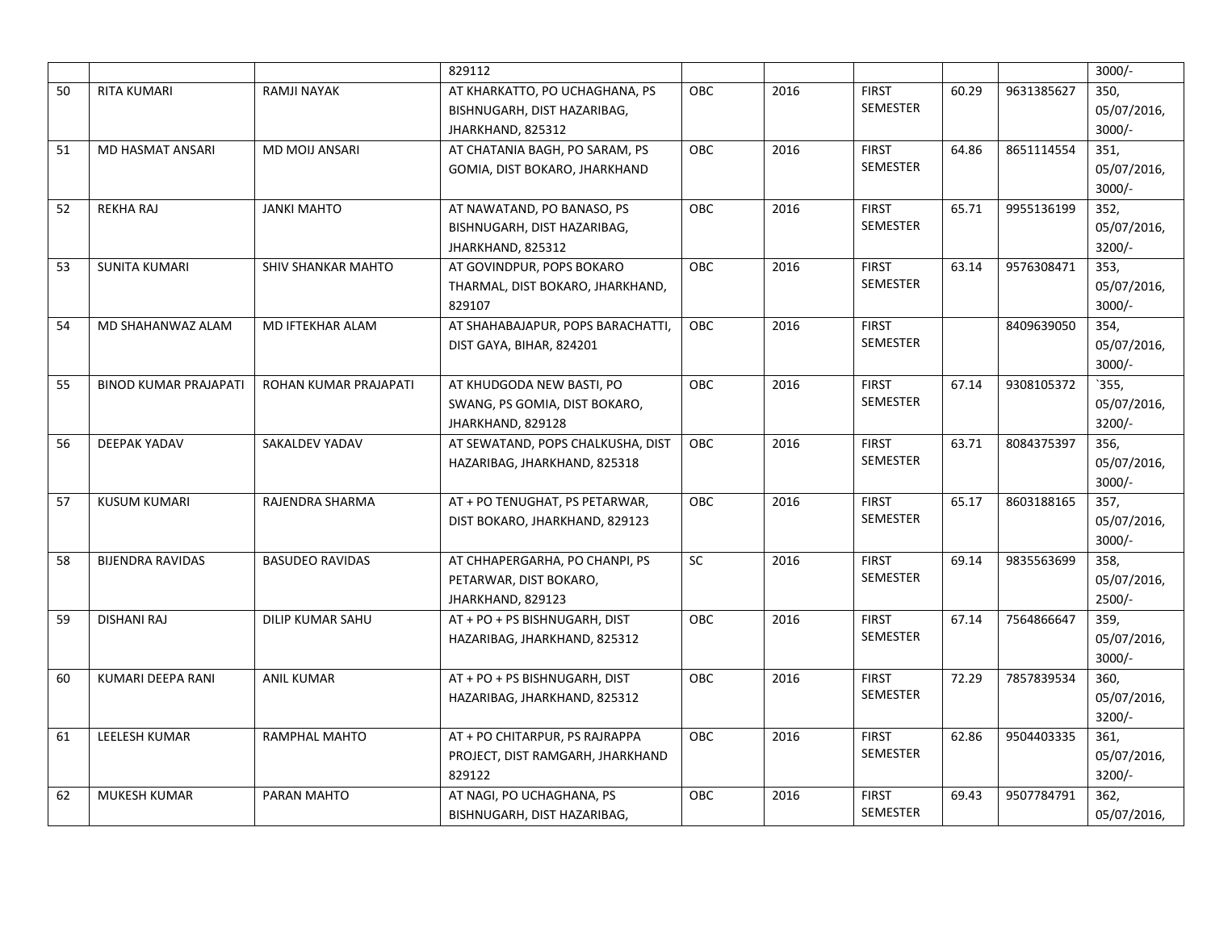| | | | | | | | | | |
|---|---|---|---|---|---|---|---|---|---|
| | | | 829112 | | | | | | 3000/- |
| 50 | RITA KUMARI | RAMJI NAYAK | AT KHARKATTO, PO UCHAGHANA, PS BISHNUGARH, DIST HAZARIBAG, JHARKHAND, 825312 | OBC | 2016 | FIRST SEMESTER | 60.29 | 9631385627 | 350, 05/07/2016, 3000/- |
| 51 | MD HASMAT ANSARI | MD MOIJ ANSARI | AT CHATANIA BAGH, PO SARAM, PS GOMIA, DIST BOKARO, JHARKHAND | OBC | 2016 | FIRST SEMESTER | 64.86 | 8651114554 | 351, 05/07/2016, 3000/- |
| 52 | REKHA RAJ | JANKI MAHTO | AT NAWATAND, PO BANASO, PS BISHNUGARH, DIST HAZARIBAG, JHARKHAND, 825312 | OBC | 2016 | FIRST SEMESTER | 65.71 | 9955136199 | 352, 05/07/2016, 3200/- |
| 53 | SUNITA KUMARI | SHIV SHANKAR MAHTO | AT GOVINDPUR, POPS BOKARO THARMAL, DIST BOKARO, JHARKHAND, 829107 | OBC | 2016 | FIRST SEMESTER | 63.14 | 9576308471 | 353, 05/07/2016, 3000/- |
| 54 | MD SHAHANWAZ ALAM | MD IFTEKHAR ALAM | AT SHAHABAJAPUR, POPS BARACHATTI, DIST GAYA, BIHAR, 824201 | OBC | 2016 | FIRST SEMESTER | | 8409639050 | 354, 05/07/2016, 3000/- |
| 55 | BINOD KUMAR PRAJAPATI | ROHAN KUMAR PRAJAPATI | AT KHUDGODA NEW BASTI, PO SWANG, PS GOMIA, DIST BOKARO, JHARKHAND, 829128 | OBC | 2016 | FIRST SEMESTER | 67.14 | 9308105372 | `355, 05/07/2016, 3200/- |
| 56 | DEEPAK YADAV | SAKALDEV YADAV | AT SEWATAND, POPS CHALKUSHA, DIST HAZARIBAG, JHARKHAND, 825318 | OBC | 2016 | FIRST SEMESTER | 63.71 | 8084375397 | 356, 05/07/2016, 3000/- |
| 57 | KUSUM KUMARI | RAJENDRA SHARMA | AT + PO TENUGHAT, PS PETARWAR, DIST BOKARO, JHARKHAND, 829123 | OBC | 2016 | FIRST SEMESTER | 65.17 | 8603188165 | 357, 05/07/2016, 3000/- |
| 58 | BIJENDRA RAVIDAS | BASUDEO RAVIDAS | AT CHHAPERGARHA, PO CHANPI, PS PETARWAR, DIST BOKARO, JHARKHAND, 829123 | SC | 2016 | FIRST SEMESTER | 69.14 | 9835563699 | 358, 05/07/2016, 2500/- |
| 59 | DISHANI RAJ | DILIP KUMAR SAHU | AT + PO + PS BISHNUGARH, DIST HAZARIBAG, JHARKHAND, 825312 | OBC | 2016 | FIRST SEMESTER | 67.14 | 7564866647 | 359, 05/07/2016, 3000/- |
| 60 | KUMARI DEEPA RANI | ANIL KUMAR | AT + PO + PS BISHNUGARH, DIST HAZARIBAG, JHARKHAND, 825312 | OBC | 2016 | FIRST SEMESTER | 72.29 | 7857839534 | 360, 05/07/2016, 3200/- |
| 61 | LEELESH KUMAR | RAMPHAL MAHTO | AT + PO CHITARPUR, PS RAJRAPPA PROJECT, DIST RAMGARH, JHARKHAND 829122 | OBC | 2016 | FIRST SEMESTER | 62.86 | 9504403335 | 361, 05/07/2016, 3200/- |
| 62 | MUKESH KUMAR | PARAN MAHTO | AT NAGI, PO UCHAGHANA, PS BISHNUGARH, DIST HAZARIBAG, | OBC | 2016 | FIRST SEMESTER | 69.43 | 9507784791 | 362, 05/07/2016, |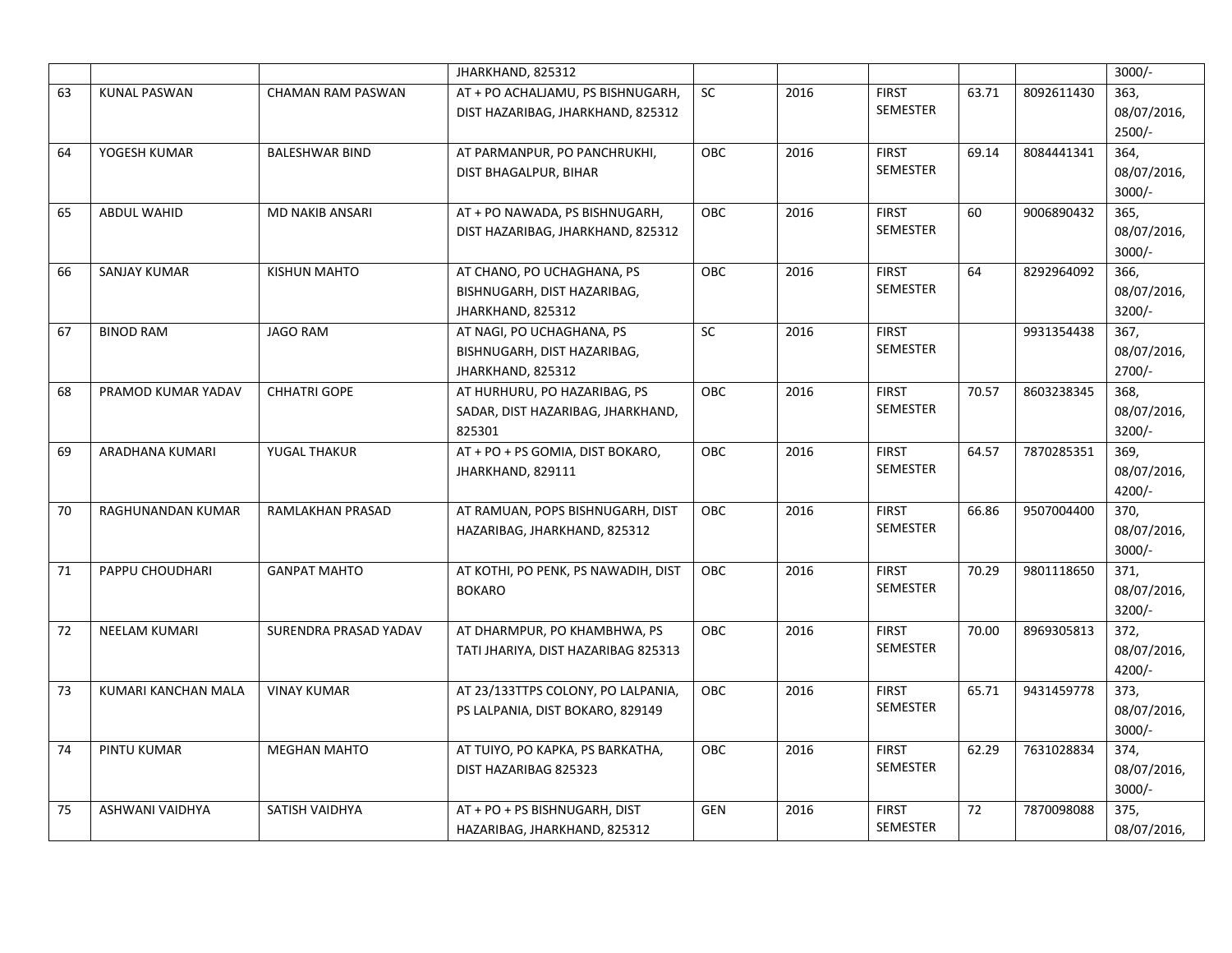| | | | | | | | | | |
|---|---|---|---|---|---|---|---|---|---|
| | | | JHARKHAND, 825312 | | | | | | 3000/- |
| 63 | KUNAL PASWAN | CHAMAN RAM PASWAN | AT + PO ACHALJAMU, PS BISHNUGARH, DIST HAZARIBAG, JHARKHAND, 825312 | SC | 2016 | FIRST SEMESTER | 63.71 | 8092611430 | 363, 08/07/2016, 2500/- |
| 64 | YOGESH KUMAR | BALESHWAR BIND | AT PARMANPUR, PO PANCHRUKHI, DIST BHAGALPUR, BIHAR | OBC | 2016 | FIRST SEMESTER | 69.14 | 8084441341 | 364, 08/07/2016, 3000/- |
| 65 | ABDUL WAHID | MD NAKIB ANSARI | AT + PO NAWADA, PS BISHNUGARH, DIST HAZARIBAG, JHARKHAND, 825312 | OBC | 2016 | FIRST SEMESTER | 60 | 9006890432 | 365, 08/07/2016, 3000/- |
| 66 | SANJAY KUMAR | KISHUN MAHTO | AT CHANO, PO UCHAGHANA, PS BISHNUGARH, DIST HAZARIBAG, JHARKHAND, 825312 | OBC | 2016 | FIRST SEMESTER | 64 | 8292964092 | 366, 08/07/2016, 3200/- |
| 67 | BINOD RAM | JAGO RAM | AT NAGI, PO UCHAGHANA, PS BISHNUGARH, DIST HAZARIBAG, JHARKHAND, 825312 | SC | 2016 | FIRST SEMESTER | | 9931354438 | 367, 08/07/2016, 2700/- |
| 68 | PRAMOD KUMAR YADAV | CHHATRI GOPE | AT HURHURU, PO HAZARIBAG, PS SADAR, DIST HAZARIBAG, JHARKHAND, 825301 | OBC | 2016 | FIRST SEMESTER | 70.57 | 8603238345 | 368, 08/07/2016, 3200/- |
| 69 | ARADHANA KUMARI | YUGAL THAKUR | AT + PO + PS GOMIA, DIST BOKARO, JHARKHAND, 829111 | OBC | 2016 | FIRST SEMESTER | 64.57 | 7870285351 | 369, 08/07/2016, 4200/- |
| 70 | RAGHUNANDAN KUMAR | RAMLAKHAN PRASAD | AT RAMUAN, POPS BISHNUGARH, DIST HAZARIBAG, JHARKHAND, 825312 | OBC | 2016 | FIRST SEMESTER | 66.86 | 9507004400 | 370, 08/07/2016, 3000/- |
| 71 | PAPPU CHOUDHARI | GANPAT MAHTO | AT KOTHI, PO PENK, PS NAWADIH, DIST BOKARO | OBC | 2016 | FIRST SEMESTER | 70.29 | 9801118650 | 371, 08/07/2016, 3200/- |
| 72 | NEELAM KUMARI | SURENDRA PRASAD YADAV | AT DHARMPUR, PO KHAMBHWA, PS TATI JHARIYA, DIST HAZARIBAG 825313 | OBC | 2016 | FIRST SEMESTER | 70.00 | 8969305813 | 372, 08/07/2016, 4200/- |
| 73 | KUMARI KANCHAN MALA | VINAY KUMAR | AT 23/133TTPS COLONY, PO LALPANIA, PS LALPANIA, DIST BOKARO, 829149 | OBC | 2016 | FIRST SEMESTER | 65.71 | 9431459778 | 373, 08/07/2016, 3000/- |
| 74 | PINTU KUMAR | MEGHAN MAHTO | AT TUIYO, PO KAPKA, PS BARKATHA, DIST HAZARIBAG 825323 | OBC | 2016 | FIRST SEMESTER | 62.29 | 7631028834 | 374, 08/07/2016, 3000/- |
| 75 | ASHWANI VAIDHYA | SATISH VAIDHYA | AT + PO + PS BISHNUGARH, DIST HAZARIBAG, JHARKHAND, 825312 | GEN | 2016 | FIRST SEMESTER | 72 | 7870098088 | 375, 08/07/2016, |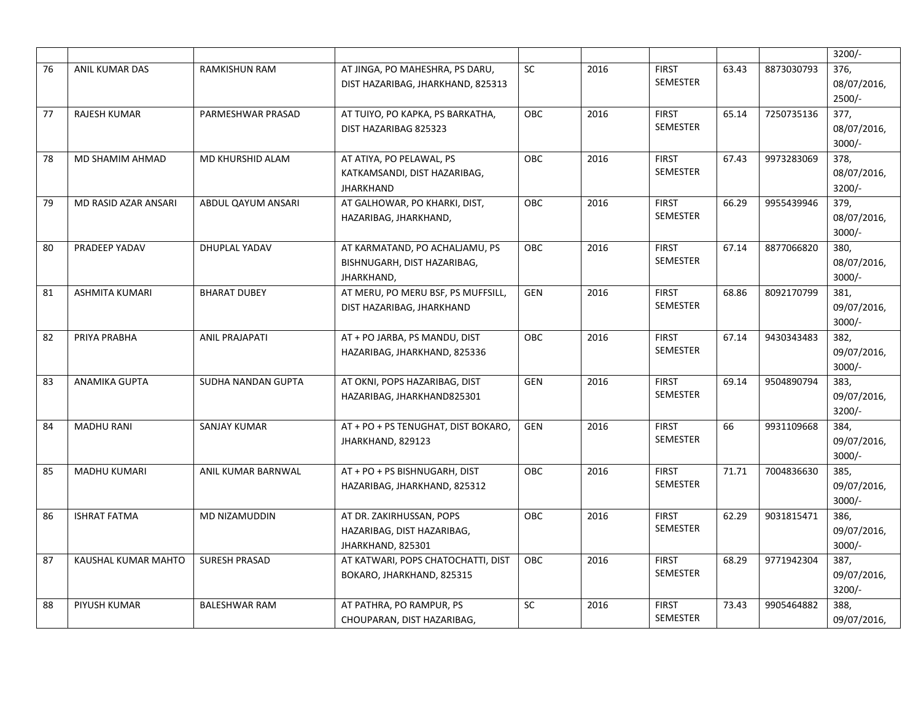| | | | | | | | | | |
|---|---|---|---|---|---|---|---|---|---|
| | | | | | | | | | 3200/- |
| 76 | ANIL KUMAR DAS | RAMKISHUN RAM | AT JINGA, PO MAHESHRA, PS DARU, DIST HAZARIBAG, JHARKHAND, 825313 | SC | 2016 | FIRST SEMESTER | 63.43 | 8873030793 | 376, 08/07/2016, 2500/- |
| 77 | RAJESH KUMAR | PARMESHWAR PRASAD | AT TUIYO, PO KAPKA, PS BARKATHA, DIST HAZARIBAG 825323 | OBC | 2016 | FIRST SEMESTER | 65.14 | 7250735136 | 377, 08/07/2016, 3000/- |
| 78 | MD SHAMIM AHMAD | MD KHURSHID ALAM | AT ATIYA, PO PELAWAL, PS KATKAMSANDI, DIST HAZARIBAG, JHARKHAND | OBC | 2016 | FIRST SEMESTER | 67.43 | 9973283069 | 378, 08/07/2016, 3200/- |
| 79 | MD RASID AZAR ANSARI | ABDUL QAYUM ANSARI | AT GALHOWAR, PO KHARKI, DIST, HAZARIBAG, JHARKHAND, | OBC | 2016 | FIRST SEMESTER | 66.29 | 9955439946 | 379, 08/07/2016, 3000/- |
| 80 | PRADEEP YADAV | DHUPLAL YADAV | AT KARMATAND, PO ACHALJAMU, PS BISHNUGARH, DIST HAZARIBAG, JHARKHAND, | OBC | 2016 | FIRST SEMESTER | 67.14 | 8877066820 | 380, 08/07/2016, 3000/- |
| 81 | ASHMITA KUMARI | BHARAT DUBEY | AT MERU, PO MERU BSF, PS MUFFSILL, DIST HAZARIBAG, JHARKHAND | GEN | 2016 | FIRST SEMESTER | 68.86 | 8092170799 | 381, 09/07/2016, 3000/- |
| 82 | PRIYA PRABHA | ANIL PRAJAPATI | AT + PO JARBA, PS MANDU, DIST HAZARIBAG, JHARKHAND, 825336 | OBC | 2016 | FIRST SEMESTER | 67.14 | 9430343483 | 382, 09/07/2016, 3000/- |
| 83 | ANAMIKA GUPTA | SUDHA NANDAN GUPTA | AT OKNI, POPS HAZARIBAG, DIST HAZARIBAG, JHARKHAND825301 | GEN | 2016 | FIRST SEMESTER | 69.14 | 9504890794 | 383, 09/07/2016, 3200/- |
| 84 | MADHU RANI | SANJAY KUMAR | AT + PO + PS TENUGHAT, DIST BOKARO, JHARKHAND, 829123 | GEN | 2016 | FIRST SEMESTER | 66 | 9931109668 | 384, 09/07/2016, 3000/- |
| 85 | MADHU KUMARI | ANIL KUMAR BARNWAL | AT + PO + PS BISHNUGARH, DIST HAZARIBAG, JHARKHAND, 825312 | OBC | 2016 | FIRST SEMESTER | 71.71 | 7004836630 | 385, 09/07/2016, 3000/- |
| 86 | ISHRAT FATMA | MD NIZAMUDDIN | AT DR. ZAKIRHUSSAN, POPS HAZARIBAG, DIST HAZARIBAG, JHARKHAND, 825301 | OBC | 2016 | FIRST SEMESTER | 62.29 | 9031815471 | 386, 09/07/2016, 3000/- |
| 87 | KAUSHAL KUMAR MAHTO | SURESH PRASAD | AT KATWARI, POPS CHATOCHATTI, DIST BOKARO, JHARKHAND, 825315 | OBC | 2016 | FIRST SEMESTER | 68.29 | 9771942304 | 387, 09/07/2016, 3200/- |
| 88 | PIYUSH KUMAR | BALESHWAR RAM | AT PATHRA, PO RAMPUR, PS CHOUPARAN, DIST HAZARIBAG, | SC | 2016 | FIRST SEMESTER | 73.43 | 9905464882 | 388, 09/07/2016, |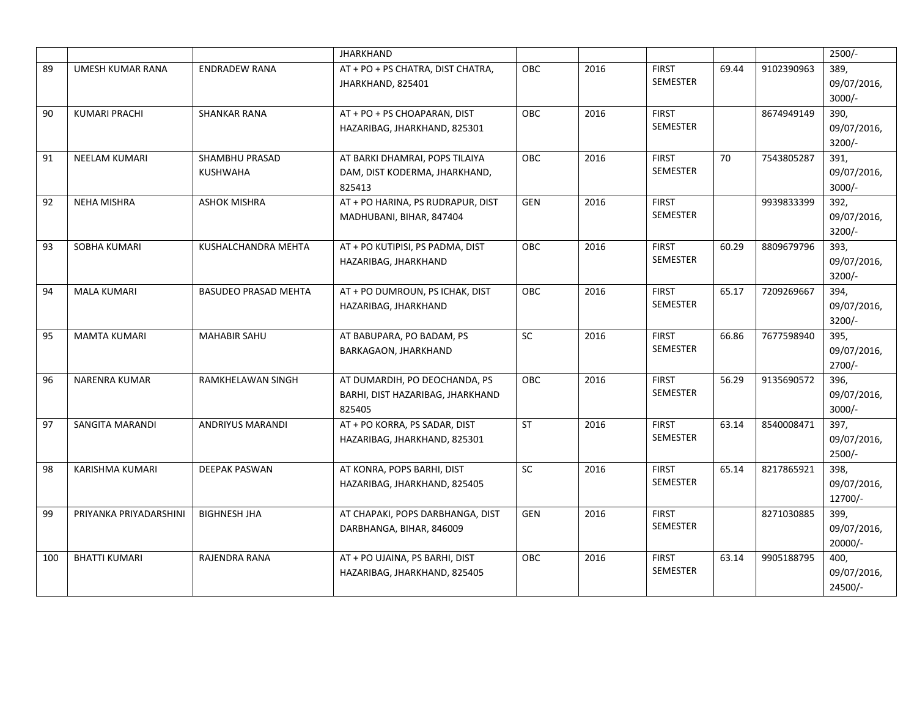| | | | | | | | | | |
|---|---|---|---|---|---|---|---|---|---|
| | | | JHARKHAND | | | | | | 2500/- |
| 89 | UMESH KUMAR RANA | ENDRADEW RANA | AT + PO + PS CHATRA, DIST CHATRA, JHARKHAND, 825401 | OBC | 2016 | FIRST SEMESTER | 69.44 | 9102390963 | 389, 09/07/2016, 3000/- |
| 90 | KUMARI PRACHI | SHANKAR RANA | AT + PO + PS CHOAPARAN, DIST HAZARIBAG, JHARKHAND, 825301 | OBC | 2016 | FIRST SEMESTER | | 8674949149 | 390, 09/07/2016, 3200/- |
| 91 | NEELAM KUMARI | SHAMBHU PRASAD KUSHWAHA | AT BARKI DHAMRAI, POPS TILAIYA DAM, DIST KODERMA, JHARKHAND, 825413 | OBC | 2016 | FIRST SEMESTER | 70 | 7543805287 | 391, 09/07/2016, 3000/- |
| 92 | NEHA MISHRA | ASHOK MISHRA | AT + PO HARINA, PS RUDRAPUR, DIST MADHUBANI, BIHAR, 847404 | GEN | 2016 | FIRST SEMESTER | | 9939833399 | 392, 09/07/2016, 3200/- |
| 93 | SOBHA KUMARI | KUSHALCHANDRA MEHTA | AT + PO KUTIPISI, PS PADMA, DIST HAZARIBAG, JHARKHAND | OBC | 2016 | FIRST SEMESTER | 60.29 | 8809679796 | 393, 09/07/2016, 3200/- |
| 94 | MALA KUMARI | BASUDEO PRASAD MEHTA | AT + PO DUMROUN, PS ICHAK, DIST HAZARIBAG, JHARKHAND | OBC | 2016 | FIRST SEMESTER | 65.17 | 7209269667 | 394, 09/07/2016, 3200/- |
| 95 | MAMTA KUMARI | MAHABIR SAHU | AT BABUPARA, PO BADAM, PS BARKAGAON, JHARKHAND | SC | 2016 | FIRST SEMESTER | 66.86 | 7677598940 | 395, 09/07/2016, 2700/- |
| 96 | NARENRA KUMAR | RAMKHELAWAN SINGH | AT DUMARDIH, PO DEOCHANDA, PS BARHI, DIST HAZARIBAG, JHARKHAND 825405 | OBC | 2016 | FIRST SEMESTER | 56.29 | 9135690572 | 396, 09/07/2016, 3000/- |
| 97 | SANGITA MARANDI | ANDRIYUS MARANDI | AT + PO KORRA, PS SADAR, DIST HAZARIBAG, JHARKHAND, 825301 | ST | 2016 | FIRST SEMESTER | 63.14 | 8540008471 | 397, 09/07/2016, 2500/- |
| 98 | KARISHMA KUMARI | DEEPAK PASWAN | AT KONRA, POPS BARHI, DIST HAZARIBAG, JHARKHAND, 825405 | SC | 2016 | FIRST SEMESTER | 65.14 | 8217865921 | 398, 09/07/2016, 12700/- |
| 99 | PRIYANKA PRIYADARSHINI | BIGHNESH JHA | AT CHAPAKI, POPS DARBHANGA, DIST DARBHANGA, BIHAR, 846009 | GEN | 2016 | FIRST SEMESTER | | 8271030885 | 399, 09/07/2016, 20000/- |
| 100 | BHATTI KUMARI | RAJENDRA RANA | AT + PO UJAINA, PS BARHI, DIST HAZARIBAG, JHARKHAND, 825405 | OBC | 2016 | FIRST SEMESTER | 63.14 | 9905188795 | 400, 09/07/2016, 24500/- |